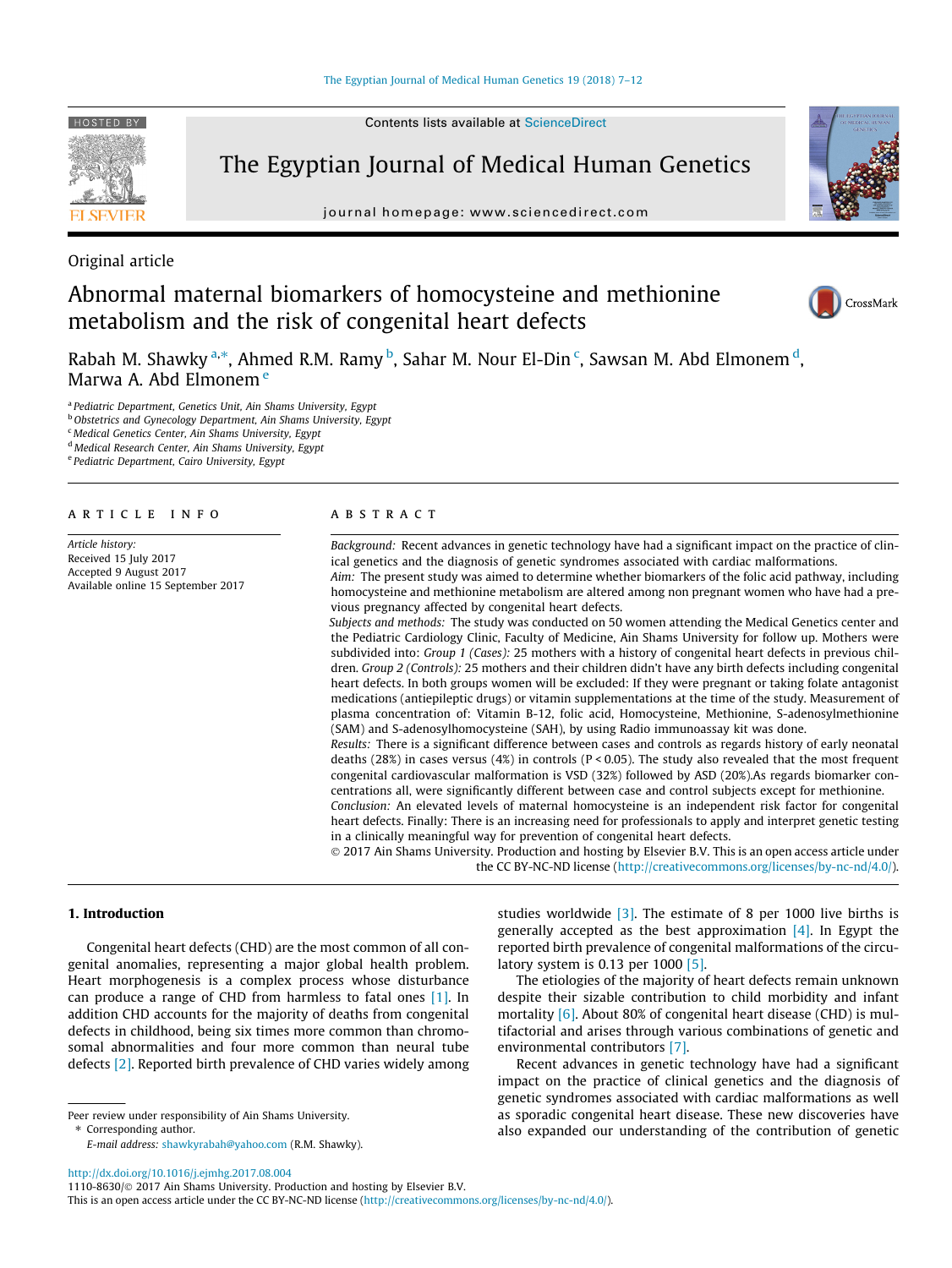Original article

# Abnormal maternal biomarkers of homocysteine and methionine metabolism and the risk of congenital heart defects

Rabah M. Shawky [a,*], Ahmed R.M. Ramy [b], Sahar M. Nour El-Din [c], Sawsan M. Abd Elmonem [d], Marwa A. Abd Elmonem [e]

[a] Pediatric Department, Genetics Unit, Ain Shams University, Egypt
[b] Obstetrics and Gynecology Department, Ain Shams University, Egypt
[c] Medical Genetics Center, Ain Shams University, Egypt
[d] Medical Research Center, Ain Shams University, Egypt
[e] Pediatric Department, Cairo University, Egypt

## ARTICLE INFO

*Article history:*
Received 15 July 2017
Accepted 9 August 2017
Available online 15 September 2017

## ABSTRACT

*Background:* Recent advances in genetic technology have had a significant impact on the practice of clinical genetics and the diagnosis of genetic syndromes associated with cardiac malformations.

*Aim:* The present study was aimed to determine whether biomarkers of the folic acid pathway, including homocysteine and methionine metabolism are altered among non pregnant women who have had a previous pregnancy affected by congenital heart defects.

*Subjects and methods:* The study was conducted on 50 women attending the Medical Genetics center and the Pediatric Cardiology Clinic, Faculty of Medicine, Ain Shams University for follow up. Mothers were subdivided into: *Group 1 (Cases):* 25 mothers with a history of congenital heart defects in previous children. *Group 2 (Controls):* 25 mothers and their children didn't have any birth defects including congenital heart defects. In both groups women will be excluded: If they were pregnant or taking folate antagonist medications (antiepileptic drugs) or vitamin supplementations at the time of the study. Measurement of plasma concentration of: Vitamin B-12, folic acid, Homocysteine, Methionine, S-adenosylmethionine (SAM) and S-adenosylhomocysteine (SAH), by using Radio immunoassay kit was done.

*Results:* There is a significant difference between cases and controls as regards history of early neonatal deaths (28%) in cases versus (4%) in controls ($P < 0.05$). The study also revealed that the most frequent congenital cardiovascular malformation is VSD (32%) followed by ASD (20%).As regards biomarker concentrations all, were significantly different between case and control subjects except for methionine.

*Conclusion:* An elevated levels of maternal homocysteine is an independent risk factor for congenital heart defects. Finally: There is an increasing need for professionals to apply and interpret genetic testing in a clinically meaningful way for prevention of congenital heart defects.

© 2017 Ain Shams University. Production and hosting by Elsevier B.V. This is an open access article under the CC BY-NC-ND license (http://creativecommons.org/licenses/by-nc-nd/4.0/).

## 1. Introduction

Congenital heart defects (CHD) are the most common of all congenital anomalies, representing a major global health problem. Heart morphogenesis is a complex process whose disturbance can produce a range of CHD from harmless to fatal ones [1]. In addition CHD accounts for the majority of deaths from congenital defects in childhood, being six times more common than chromosomal abnormalities and four more common than neural tube defects [2]. Reported birth prevalence of CHD varies widely among studies worldwide [3]. The estimate of 8 per 1000 live births is generally accepted as the best approximation [4]. In Egypt the reported birth prevalence of congenital malformations of the circulatory system is 0.13 per 1000 [5].

The etiologies of the majority of heart defects remain unknown despite their sizable contribution to child morbidity and infant mortality [6]. About 80% of congenital heart disease (CHD) is multifactorial and arises through various combinations of genetic and environmental contributors [7].

Recent advances in genetic technology have had a significant impact on the practice of clinical genetics and the diagnosis of genetic syndromes associated with cardiac malformations as well as sporadic congenital heart disease. These new discoveries have also expanded our understanding of the contribution of genetic

Peer review under responsibility of Ain Shams University.
* Corresponding author.
E-mail address: shawkyrabah@yahoo.com (R.M. Shawky).

http://dx.doi.org/10.1016/j.ejmhg.2017.08.004
1110-8630/© 2017 Ain Shams University. Production and hosting by Elsevier B.V.
This is an open access article under the CC BY-NC-ND license (http://creativecommons.org/licenses/by-nc-nd/4.0/).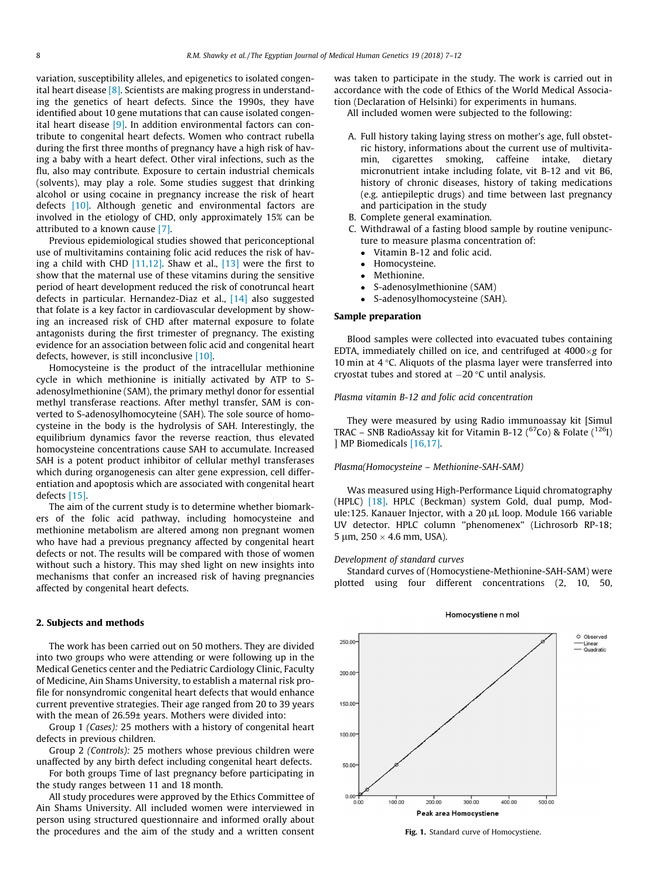variation, susceptibility alleles, and epigenetics to isolated congenital heart disease [8]. Scientists are making progress in understanding the genetics of heart defects. Since the 1990s, they have identified about 10 gene mutations that can cause isolated congenital heart disease [9]. In addition environmental factors can contribute to congenital heart defects. Women who contract rubella during the first three months of pregnancy have a high risk of having a baby with a heart defect. Other viral infections, such as the flu, also may contribute. Exposure to certain industrial chemicals (solvents), may play a role. Some studies suggest that drinking alcohol or using cocaine in pregnancy increase the risk of heart defects [10]. Although genetic and environmental factors are involved in the etiology of CHD, only approximately 15% can be attributed to a known cause [7].

Previous epidemiological studies showed that periconceptional use of multivitamins containing folic acid reduces the risk of having a child with CHD [11,12]. Shaw et al., [13] were the first to show that the maternal use of these vitamins during the sensitive period of heart development reduced the risk of conotruncal heart defects in particular. Hernandez-Diaz et al., [14] also suggested that folate is a key factor in cardiovascular development by showing an increased risk of CHD after maternal exposure to folate antagonists during the first trimester of pregnancy. The existing evidence for an association between folic acid and congenital heart defects, however, is still inconclusive [10].

Homocysteine is the product of the intracellular methionine cycle in which methionine is initially activated by ATP to S-adenosylmethionine (SAM), the primary methyl donor for essential methyl transferase reactions. After methyl transfer, SAM is converted to S-adenosylhomocysteine (SAH). The sole source of homocysteine in the body is the hydrolysis of SAH. Interestingly, the equilibrium dynamics favor the reverse reaction, thus elevated homocysteine concentrations cause SAH to accumulate. Increased SAH is a potent product inhibitor of cellular methyl transferases which during organogenesis can alter gene expression, cell differentiation and apoptosis which are associated with congenital heart defects [15].

The aim of the current study is to determine whether biomarkers of the folic acid pathway, including homocysteine and methionine metabolism are altered among non pregnant women who have had a previous pregnancy affected by congenital heart defects or not. The results will be compared with those of women without such a history. This may shed light on new insights into mechanisms that confer an increased risk of having pregnancies affected by congenital heart defects.

## 2. Subjects and methods

The work has been carried out on 50 mothers. They are divided into two groups who were attending or were following up in the Medical Genetics center and the Pediatric Cardiology Clinic, Faculty of Medicine, Ain Shams University, to establish a maternal risk profile for nonsyndromic congenital heart defects that would enhance current preventive strategies. Their age ranged from 20 to 39 years with the mean of 26.59± years. Mothers were divided into:

Group 1 *(Cases):* 25 mothers with a history of congenital heart defects in previous children.

Group 2 *(Controls):* 25 mothers whose previous children were unaffected by any birth defect including congenital heart defects.

For both groups Time of last pregnancy before participating in the study ranges between 11 and 18 month.

All study procedures were approved by the Ethics Committee of Ain Shams University. All included women were interviewed in person using structured questionnaire and informed orally about the procedures and the aim of the study and a written consent was taken to participate in the study. The work is carried out in accordance with the code of Ethics of the World Medical Association (Declaration of Helsinki) for experiments in humans.

All included women were subjected to the following:

A. Full history taking laying stress on mother's age, full obstetric history, informations about the current use of multivitamin, cigarettes smoking, caffeine intake, dietary micronutrient intake including folate, vit B-12 and vit B6, history of chronic diseases, history of taking medications (e.g. antiepileptic drugs) and time between last pregnancy and participation in the study
B. Complete general examination.
C. Withdrawal of a fasting blood sample by routine venipuncture to measure plasma concentration of:
   - Vitamin B-12 and folic acid.
   - Homocysteine.
   - Methionine.
   - S-adenosylmethionine (SAM)
   - S-adenosylhomocysteine (SAH).

### Sample preparation

Blood samples were collected into evacuated tubes containing EDTA, immediately chilled on ice, and centrifuged at 4000×g for 10 min at 4 °C. Aliquots of the plasma layer were transferred into cryostat tubes and stored at −20 °C until analysis.

*Plasma vitamin B-12 and folic acid concentration*

They were measured by using Radio immunoassay kit [Simul TRAC – SNB RadioAssay kit for Vitamin B-12 ($^{67}$Co) & Folate ($^{126}$I) ] MP Biomedicals [16,17].

*Plasma(Homocysteine – Methionine-SAH-SAM)*

Was measured using High-Performance Liquid chromatography (HPLC) [18]. HPLC (Beckman) system Gold, dual pump, Module:125. Kanauer Injector, with a 20 µL loop. Module 166 variable UV detector. HPLC column "phenomenex" (Lichrosorb RP-18; 5 µm, 250 × 4.6 mm, USA).

*Development of standard curves*

Standard curves of (Homocystiene-Methionine-SAH-SAM) were plotted using four different concentrations (2, 10, 50,

Fig. 1. Standard curve of Homocystiene.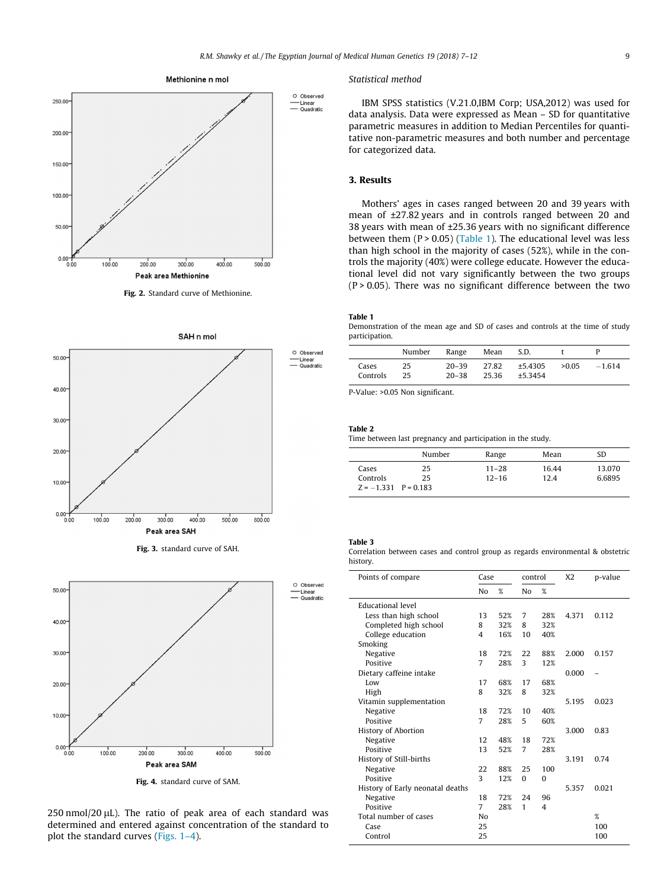Methionine n mol

Fig. 2. Standard curve of Methionine.

SAH n mol

Fig. 3. standard curve of SAH.

Fig. 4. standard curve of SAM.

250 nmol/20 μL). The ratio of peak area of each standard was determined and entered against concentration of the standard to plot the standard curves (Figs. 1–4).

*Statistical method*

IBM SPSS statistics (V.21.0,IBM Corp; USA,2012) was used for data analysis. Data were expressed as Mean – SD for quantitative parametric measures in addition to Median Percentiles for quantitative non-parametric measures and both number and percentage for categorized data.

## 3. Results

Mothers' ages in cases ranged between 20 and 39 years with mean of ±27.82 years and in controls ranged between 20 and 38 years with mean of ±25.36 years with no significant difference between them (P > 0.05) (Table 1). The educational level was less than high school in the majority of cases (52%), while in the controls the majority (40%) were college educate. However the educational level did not vary significantly between the two groups (P > 0.05). There was no significant difference between the two

**Table 1**
Demonstration of the mean age and SD of cases and controls at the time of study participation.

| | Number | Range | Mean | S.D. | t | P |
|---|---|---|---|---|---|---|
| Cases | 25 | 20–39 | 27.82 | ±5.4305 | >0.05 | −1.614 |
| Controls | 25 | 20–38 | 25.36 | ±5.3454 | | |

P-Value: >0.05 Non significant.

**Table 2**
Time between last pregnancy and participation in the study.

| | Number | Range | Mean | SD |
|---|---|---|---|---|
| Cases | 25 | 11–28 | 16.44 | 13.070 |
| Controls | 25 | 12–16 | 12.4 | 6.6895 |
| Z = −1.331 P = 0.183 | | | | |

**Table 3**
Correlation between cases and control group as regards environmental & obstetric history.

| Points of compare | Case | | control | | X2 | p-value |
|---|---|---|---|---|---|---|
| | No | % | No | % | | |
| Educational level | | | | | | |
| Less than high school | 13 | 52% | 7 | 28% | 4.371 | 0.112 |
| Completed high school | 8 | 32% | 8 | 32% | | |
| College education | 4 | 16% | 10 | 40% | | |
| Smoking | | | | | | |
| Negative | 18 | 72% | 22 | 88% | 2.000 | 0.157 |
| Positive | 7 | 28% | 3 | 12% | | |
| Dietary caffeine intake | | | | | 0.000 | – |
| Low | 17 | 68% | 17 | 68% | | |
| High | 8 | 32% | 8 | 32% | | |
| Vitamin supplementation | | | | | 5.195 | 0.023 |
| Negative | 18 | 72% | 10 | 40% | | |
| Positive | 7 | 28% | 5 | 60% | | |
| History of Abortion | | | | | 3.000 | 0.83 |
| Negative | 12 | 48% | 18 | 72% | | |
| Positive | 13 | 52% | 7 | 28% | | |
| History of Still-births | | | | | 3.191 | 0.74 |
| Negative | 22 | 88% | 25 | 100 | | |
| Positive | 3 | 12% | 0 | 0 | | |
| History of Early neonatal deaths | | | | | 5.357 | 0.021 |
| Negative | 18 | 72% | 24 | 96 | | |
| Positive | 7 | 28% | 1 | 4 | | |
| Total number of cases | No | | | | | % |
| Case | 25 | | | | | 100 |
| Control | 25 | | | | | 100 |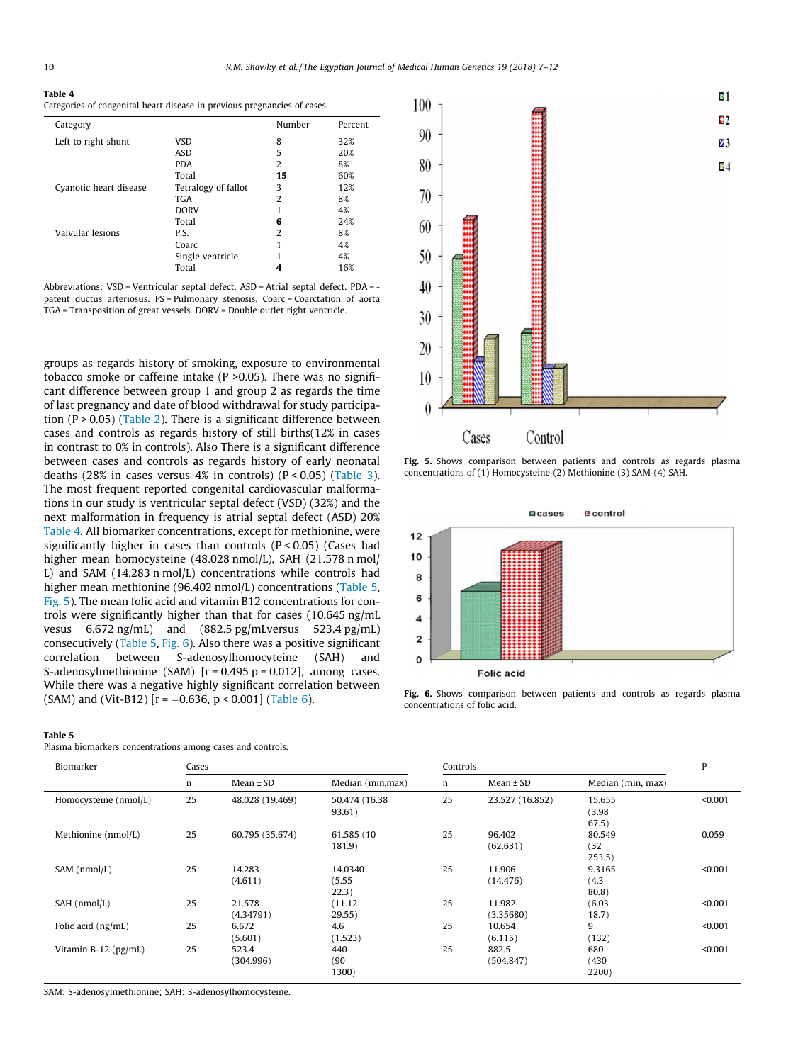**Table 4**
Categories of congenital heart disease in previous pregnancies of cases.

| Category | | Number | Percent |
|---|---|---|---|
| Left to right shunt | VSD | 8 | 32% |
| | ASD | 5 | 20% |
| | PDA | 2 | 8% |
| | Total | **15** | 60% |
| Cyanotic heart disease | Tetralogy of fallot | 3 | 12% |
| | TGA | 2 | 8% |
| | DORV | 1 | 4% |
| | Total | **6** | 24% |
| Valvular lesions | P.S. | 2 | 8% |
| | Coarc | 1 | 4% |
| | Single ventricle | 1 | 4% |
| | Total | **4** | 16% |

Abbreviations: VSD = Ventricular septal defect. ASD = Atrial septal defect. PDA = patent ductus arteriosus. PS = Pulmonary stenosis. Coarc = Coarctation of aorta TGA = Transposition of great vessels. DORV = Double outlet right ventricle.

groups as regards history of smoking, exposure to environmental tobacco smoke or caffeine intake (P >0.05). There was no significant difference between group 1 and group 2 as regards the time of last pregnancy and date of blood withdrawal for study participation (P > 0.05) (Table 2). There is a significant difference between cases and controls as regards history of still births(12% in cases in contrast to 0% in controls). Also There is a significant difference between cases and controls as regards history of early neonatal deaths (28% in cases versus 4% in controls) (P < 0.05) (Table 3). The most frequent reported congenital cardiovascular malformations in our study is ventricular septal defect (VSD) (32%) and the next malformation in frequency is atrial septal defect (ASD) 20% Table 4. All biomarker concentrations, except for methionine, were significantly higher in cases than controls (P < 0.05) (Cases had higher mean homocysteine (48.028 nmol/L), SAH (21.578 n mol/L) and SAM (14.283 n mol/L) concentrations while controls had higher mean methionine (96.402 nmol/L) concentrations (Table 5, Fig. 5). The mean folic acid and vitamin B12 concentrations for controls were significantly higher than that for cases (10.645 ng/mL vesus 6.672 ng/mL) and (882.5 pg/mLversus 523.4 pg/mL) consecutively (Table 5, Fig. 6). Also there was a positive significant correlation between S-adenosylhomocyteine (SAH) and S-adenosylmethionine (SAM) [r = 0.495 p = 0.012], among cases. While there was a negative highly significant correlation between (SAM) and (Vit-B12) [r = −0.636, p < 0.001] (Table 6).

**Fig. 5.** Shows comparison between patients and controls as regards plasma concentrations of (1) Homocysteine-(2) Methionine (3) SAM-(4) SAH.

**Fig. 6.** Shows comparison between patients and controls as regards plasma concentrations of folic acid.

**Table 5**
Plasma biomarkers concentrations among cases and controls.

| Biomarker | Cases | | | Controls | | | P |
|---|---|---|---|---|---|---|---|
| | n | Mean ± SD | Median (min,max) | n | Mean ± SD | Median (min, max) | |
| Homocysteine (nmol/L) | 25 | 48.028 (19.469) | 50.474 (16.38 93.61) | 25 | 23.527 (16.852) | 15.655 (3.98 67.5) | <0.001 |
| Methionine (nmol/L) | 25 | 60.795 (35.674) | 61.585 (10 181.9) | 25 | 96.402 (62.631) | 80.549 (32 253.5) | 0.059 |
| SAM (nmol/L) | 25 | 14.283 (4.611) | 14.0340 (5.55 22.3) | 25 | 11.906 (14.476) | 9.3165 (4.3 80.8) | <0.001 |
| SAH (nmol/L) | 25 | 21.578 (4.34791) | (11.12 29.55) | 25 | 11.982 (3.35680) | (6.03 18.7) | <0.001 |
| Folic acid (ng/mL) | 25 | 6.672 (5.601) | 4.6 (1.523) | 25 | 10.654 (6.115) | 9 (132) | <0.001 |
| Vitamin B-12 (pg/mL) | 25 | 523.4 (304.996) | 440 (90 1300) | 25 | 882.5 (504.847) | 680 (430 2200) | <0.001 |

SAM: S-adenosylmethionine; SAH: S-adenosylhomocysteine.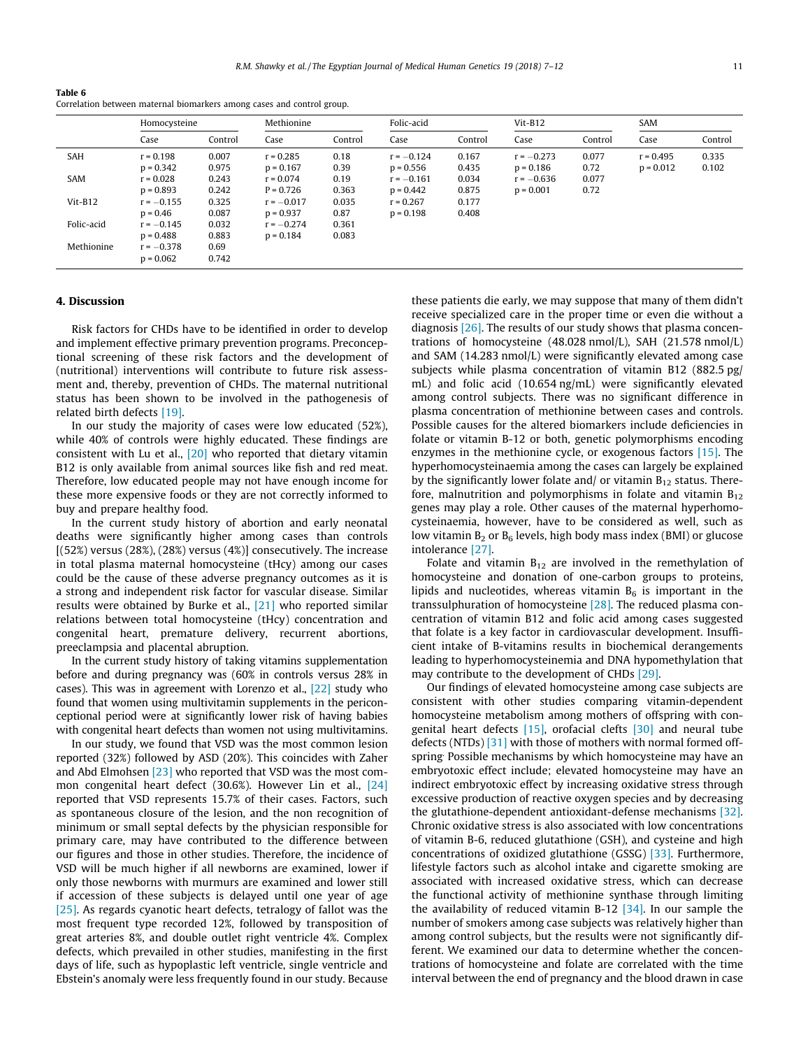**Table 6**
Correlation between maternal biomarkers among cases and control group.

| | Homocysteine | | Methionine | | Folic-acid | | Vit-B12 | | SAM | |
|---|---|---|---|---|---|---|---|---|---|---|
| | Case | Control | Case | Control | Case | Control | Case | Control | Case | Control |
| SAH | r = 0.198<br>p = 0.342 | 0.007<br>0.975 | r = 0.285<br>p = 0.167 | 0.18<br>0.39 | r = −0.124<br>p = 0.556 | 0.167<br>0.435 | r = −0.273<br>p = 0.186 | 0.077<br>0.72 | r = 0.495<br>p = 0.012 | 0.335<br>0.102 |
| SAM | r = 0.028<br>p = 0.893 | 0.243<br>0.242 | r = 0.074<br>P = 0.726 | 0.19<br>0.363 | r = −0.161<br>p = 0.442 | 0.034<br>0.875 | r = −0.636<br>p = 0.001 | 0.077<br>0.72 | | |
| Vit-B12 | r = −0.155<br>p = 0.46 | 0.325<br>0.087 | r = −0.017<br>p = 0.937 | 0.035<br>0.87 | r = 0.267<br>p = 0.198 | 0.177<br>0.408 | | | | |
| Folic-acid | r = −0.145<br>p = 0.488 | 0.032<br>0.883 | r = −0.274<br>p = 0.184 | 0.361<br>0.083 | | | | | | |
| Methionine | r = −0.378<br>p = 0.062 | 0.69<br>0.742 | | | | | | | | |

## 4. Discussion

Risk factors for CHDs have to be identified in order to develop and implement effective primary prevention programs. Preconceptional screening of these risk factors and the development of (nutritional) interventions will contribute to future risk assessment and, thereby, prevention of CHDs. The maternal nutritional status has been shown to be involved in the pathogenesis of related birth defects [19].

In our study the majority of cases were low educated (52%), while 40% of controls were highly educated. These findings are consistent with Lu et al., [20] who reported that dietary vitamin B12 is only available from animal sources like fish and red meat. Therefore, low educated people may not have enough income for these more expensive foods or they are not correctly informed to buy and prepare healthy food.

In the current study history of abortion and early neonatal deaths were significantly higher among cases than controls [(52%) versus (28%), (28%) versus (4%)] consecutively. The increase in total plasma maternal homocysteine (tHcy) among our cases could be the cause of these adverse pregnancy outcomes as it is a strong and independent risk factor for vascular disease. Similar results were obtained by Burke et al., [21] who reported similar relations between total homocysteine (tHcy) concentration and congenital heart, premature delivery, recurrent abortions, preeclampsia and placental abruption.

In the current study history of taking vitamins supplementation before and during pregnancy was (60% in controls versus 28% in cases). This was in agreement with Lorenzo et al., [22] study who found that women using multivitamin supplements in the periconceptional period were at significantly lower risk of having babies with congenital heart defects than women not using multivitamins.

In our study, we found that VSD was the most common lesion reported (32%) followed by ASD (20%). This coincides with Zaher and Abd Elmohsen [23] who reported that VSD was the most common congenital heart defect (30.6%). However Lin et al., [24] reported that VSD represents 15.7% of their cases. Factors, such as spontaneous closure of the lesion, and the non recognition of minimum or small septal defects by the physician responsible for primary care, may have contributed to the difference between our figures and those in other studies. Therefore, the incidence of VSD will be much higher if all newborns are examined, lower if only those newborns with murmurs are examined and lower still if accession of these subjects is delayed until one year of age [25]. As regards cyanotic heart defects, tetralogy of fallot was the most frequent type recorded 12%, followed by transposition of great arteries 8%, and double outlet right ventricle 4%. Complex defects, which prevailed in other studies, manifesting in the first days of life, such as hypoplastic left ventricle, single ventricle and Ebstein's anomaly were less frequently found in our study. Because these patients die early, we may suppose that many of them didn't receive specialized care in the proper time or even die without a diagnosis [26]. The results of our study shows that plasma concentrations of homocysteine (48.028 nmol/L), SAH (21.578 nmol/L) and SAM (14.283 nmol/L) were significantly elevated among case subjects while plasma concentration of vitamin B12 (882.5 pg/mL) and folic acid (10.654 ng/mL) were significantly elevated among control subjects. There was no significant difference in plasma concentration of methionine between cases and controls. Possible causes for the altered biomarkers include deficiencies in folate or vitamin B-12 or both, genetic polymorphisms encoding enzymes in the methionine cycle, or exogenous factors [15]. The hyperhomocysteinaemia among the cases can largely be explained by the significantly lower folate and/ or vitamin $B_{12}$ status. Therefore, malnutrition and polymorphisms in folate and vitamin $B_{12}$ genes may play a role. Other causes of the maternal hyperhomocysteinaemia, however, have to be considered as well, such as low vitamin $B_2$ or $B_6$ levels, high body mass index (BMI) or glucose intolerance [27].

Folate and vitamin $B_{12}$ are involved in the remethylation of homocysteine and donation of one-carbon groups to proteins, lipids and nucleotides, whereas vitamin $B_6$ is important in the transsulphuration of homocysteine [28]. The reduced plasma concentration of vitamin B12 and folic acid among cases suggested that folate is a key factor in cardiovascular development. Insufficient intake of B-vitamins results in biochemical derangements leading to hyperhomocysteinemia and DNA hypomethylation that may contribute to the development of CHDs [29].

Our findings of elevated homocysteine among case subjects are consistent with other studies comparing vitamin-dependent homocysteine metabolism among mothers of offspring with congenital heart defects [15], orofacial clefts [30] and neural tube defects (NTDs) [31] with those of mothers with normal formed offspring. Possible mechanisms by which homocysteine may have an embryotoxic effect include; elevated homocysteine may have an indirect embryotoxic effect by increasing oxidative stress through excessive production of reactive oxygen species and by decreasing the glutathione-dependent antioxidant-defense mechanisms [32]. Chronic oxidative stress is also associated with low concentrations of vitamin B-6, reduced glutathione (GSH), and cysteine and high concentrations of oxidized glutathione (GSSG) [33]. Furthermore, lifestyle factors such as alcohol intake and cigarette smoking are associated with increased oxidative stress, which can decrease the functional activity of methionine synthase through limiting the availability of reduced vitamin B-12 [34]. In our sample the number of smokers among case subjects was relatively higher than among control subjects, but the results were not significantly different. We examined our data to determine whether the concentrations of homocysteine and folate are correlated with the time interval between the end of pregnancy and the blood drawn in case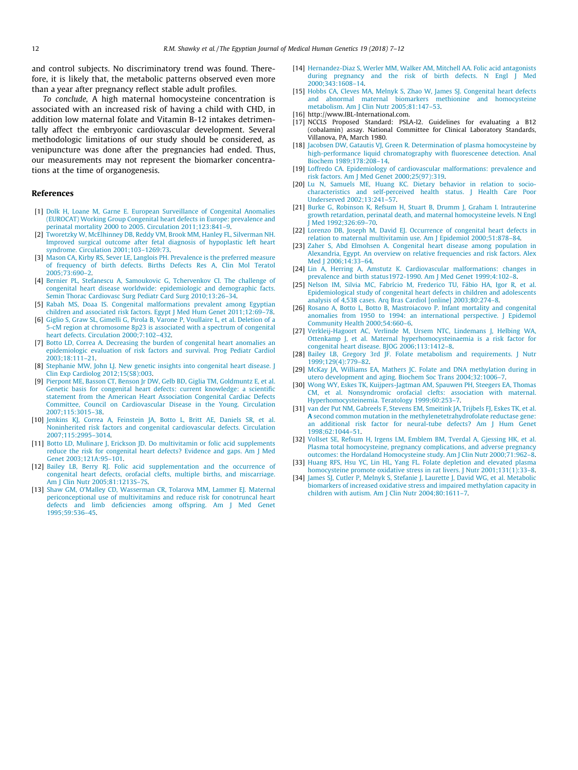and control subjects. No discriminatory trend was found. Therefore, it is likely that, the metabolic patterns observed even more than a year after pregnancy reflect stable adult profiles.

*To conclude,* A high maternal homocysteine concentration is associated with an increased risk of having a child with CHD, in addition low maternal folate and Vitamin B-12 intakes detrimentally affect the embryonic cardiovascular development. Several methodologic limitations of our study should be considered, as venipuncture was done after the pregnancies had ended. Thus, our measurements may not represent the biomarker concentrations at the time of organogenesis.

## References

[1] Dolk H, Loane M, Garne E. European Surveillance of Congenital Anomalies (EUROCAT) Working Group Congenital heart defects in Europe: prevalence and perinatal mortality 2000 to 2005. Circulation 2011;123:841–9.

[2] Tworetzky W, McElhinney DB, Reddy VM, Brook MM, Hanley FL, Silverman NH. Improved surgical outcome after fetal diagnosis of hypoplastic left heart syndrome. Circulation 2001;103–1269:73.

[3] Mason CA, Kirby RS, Sever LE, Langlois PH. Prevalence is the preferred measure of frequency of birth defects. Births Defects Res A, Clin Mol Teratol 2005;73:690–2.

[4] Bernier PL, Stefanescu A, Samoukovic G, Tchervenkov CI. The challenge of congenital heart disease worldwide: epidemiologic and demographic facts. Semin Thorac Cardiovasc Surg Pediatr Card Surg 2010;13:26–34.

[5] Rabah MS, Doaa IS. Congenital malformations prevalent among Egyptian children and associated risk factors. Egypt J Med Hum Genet 2011;12:69–78.

[6] Giglio S, Graw SL, Gimelli G, Pirola B, Varone P, Voullaire L, et al. Deletion of a 5-cM region at chromosome 8p23 is associated with a spectrum of congenital heart defects. Circulation 2000;7:102–432.

[7] Botto LD, Correa A. Decreasing the burden of congenital heart anomalies an epidemiologic evaluation of risk factors and survival. Prog Pediatr Cardiol 2003;18:111–21.

[8] Stephanie MW, John LJ. New genetic insights into congenital heart disease. J Clin Exp Cardiolog 2012;15(S8):003.

[9] Pierpont ME, Basson CT, Benson Jr DW, Gelb BD, Giglia TM, Goldmuntz E, et al. Genetic basis for congenital heart defects: current knowledge: a scientific statement from the American Heart Association Congenital Cardiac Defects Committee, Council on Cardiovascular Disease in the Young. Circulation 2007;115:3015–38.

[10] Jenkins KJ, Correa A, Feinstein JA, Botto L, Britt AE, Daniels SR, et al. Noninherited risk factors and congenital cardiovascular defects. Circulation 2007;115:2995–3014.

[11] Botto LD, Mulinare J, Erickson JD. Do multivitamin or folic acid supplements reduce the risk for congenital heart defects? Evidence and gaps. Am J Med Genet 2003;121A:95–101.

[12] Bailey LB, Berry RJ. Folic acid supplementation and the occurrence of congenital heart defects, orofacial clefts, multiple births, and miscarriage. Am J Clin Nutr 2005;81:1213S–7S.

[13] Shaw GM, O'Malley CD, Wasserman CR, Tolarova MM, Lammer EJ. Maternal periconceptional use of multivitamins and reduce risk for conotruncal heart defects and limb deficiencies among offspring. Am J Med Genet 1995;59:536–45.

[14] Hernandez-Diaz S, Werler MM, Walker AM, Mitchell AA. Folic acid antagonists during pregnancy and the risk of birth defects. N Engl J Med 2000;343:1608–14.

[15] Hobbs CA, Cleves MA, Melnyk S, Zhao W, James SJ. Congenital heart defects and abnormal maternal biomarkers methionine and homocysteine metabolism. Am J Clin Nutr 2005;81:147–53.

[16] http://www.IBL-International.com.

[17] NCCLS Proposed Standard: PSLA-l2. Guidelines for evaluating a B12 (cobalamin) assay. National Committee for Clinical Laboratory Standards, Villanova, PA, March 1980.

[18] Jacobsen DW, Gatautis VJ, Green R. Determination of plasma homocysteine by high-performance liquid chromatography with fluorescenee detection. Anal Biochem 1989;178:208–14.

[19] Loffredo CA. Epidemiology of cardiovascular malformations: prevalence and risk factors. Am J Med Genet 2000;25(97):319.

[20] Lu N, Samuels ME, Huang KC. Dietary behavior in relation to socio-characteristics and self-perceived health status. J Health Care Poor Underserved 2002;13:241–57.

[21] Burke G, Robinson K, Refsum H, Stuart B, Drumm J, Graham I. Intrauterine growth retardation, perinatal death, and maternal homocysteine levels. N Engl J Med 1992;326:69–70.

[22] Lorenzo DB, Joseph M, David EJ. Occurrence of congenital heart defects in relation to maternal multivitamin use. Am J Epidemiol 2000;51:878–84.

[23] Zaher S, Abd Elmohsen A. Congenital heart disease among population in Alexandria, Egypt. An overview on relative frequencies and risk factors. Alex Med J 2006;14:33–64.

[24] Lin A, Herring A, Amstutz K. Cardiovascular malformations: changes in prevalence and birth status1972-1990. Am J Med Genet 1999;4:102–8.

[25] Nelson IM, Silvia MC, Fabrício M, Frederico TU, Fábio HA, Igor R, et al. Epidemiological study of congenital heart defects in children and adolescents analysis of 4,538 cases. Arq Bras Cardiol [online] 2003;80:274–8.

[26] Rosano A, Botto L, Botto B, Mastroiacovo P. Infant mortality and congenital anomalies from 1950 to 1994: an international perspective. J Epidemol Community Health 2000;54:660–6.

[27] Verkleij-Hagoort AC, Verlinde M, Ursem NTC, Lindemans J, Helbing WA, Ottenkamp J, et al. Maternal hyperhomocysteinaemia is a risk factor for congenital heart disease. BJOG 2006;113:1412–8.

[28] Bailey LB, Gregory 3rd JF. Folate metabolism and requirements. J Nutr 1999;129(4):779–82.

[29] McKay JA, Williams EA, Mathers JC. Folate and DNA methylation during in utero development and aging. Biochem Soc Trans 2004;32:1006–7.

[30] Wong WY, Eskes TK, Kuijpers-Jagtman AM, Spauwen PH, Steegers EA, Thomas CM, et al. Nonsyndromic orofacial clefts: association with maternal. Hyperhomocysteinemia. Teratology 1999;60:253–7.

[31] van der Put NM, Gabreels F, Stevens EM, Smeitink JA, Trijbels FJ, Eskes TK, et al. A second common mutation in the methylenetetrahydrofolate reductase gene: an additional risk factor for neural-tube defects? Am J Hum Genet 1998;62:1044–51.

[32] Vollset SE, Refsum H, Irgens LM, Emblem BM, Tverdal A, Gjessing HK, et al. Plasma total homocysteine, pregnancy complications, and adverse pregnancy outcomes: the Hordaland Homocysteine study. Am J Clin Nutr 2000;71:962–8.

[33] Huang RFS, Hsu YC, Lin HL, Yang FL. Folate depletion and elevated plasma homocysteine promote oxidative stress in rat livers. J Nutr 2001;131(1):33–8.

[34] James SJ, Cutler P, Melnyk S, Stefanie J, Laurette J, David WG, et al. Metabolic biomarkers of increased oxidative stress and impaired methylation capacity in children with autism. Am J Clin Nutr 2004;80:1611–7.